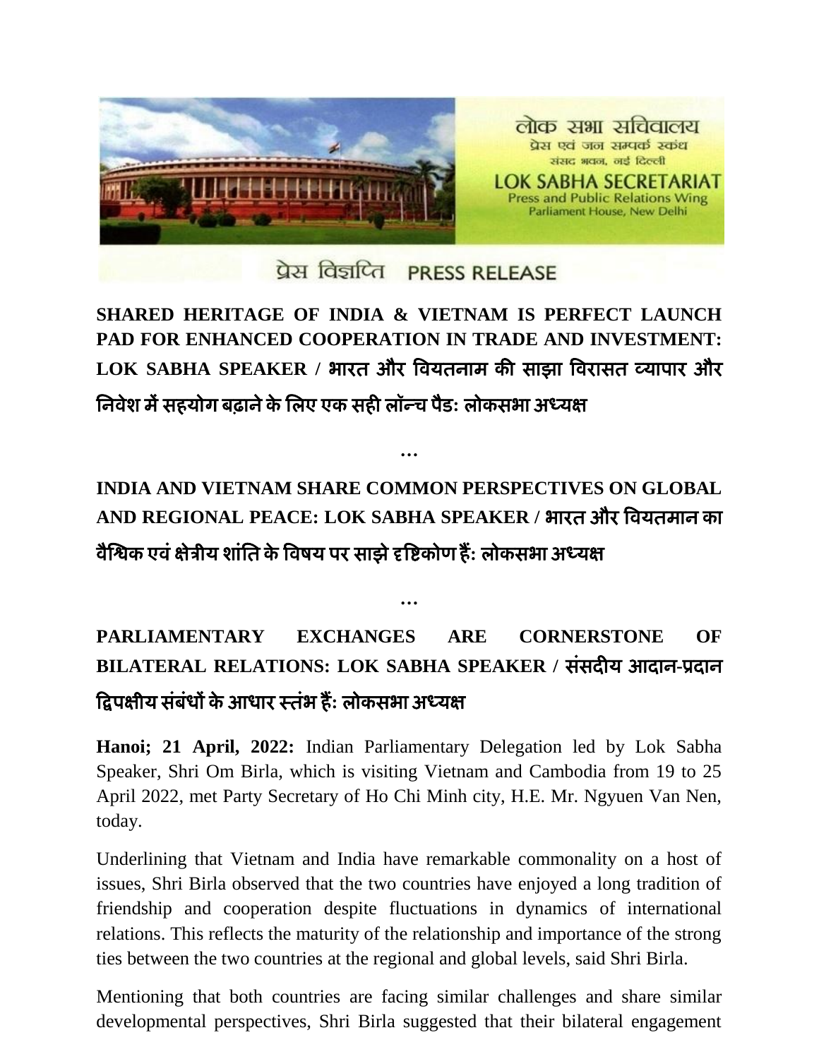लोक सभा सचिवालय
प्रेस एवं जन सम्पर्क स्कंध
संसद भवन, नई दिल्ली

LOK SABHA SECRETARIAT
Press and Public Relations Wing
Parliament House, New Delhi

प्रेस विज्ञप्ति PRESS RELEASE

**SHARED HERITAGE OF INDIA & VIETNAM IS PERFECT LAUNCH PAD FOR ENHANCED COOPERATION IN TRADE AND INVESTMENT: LOK SABHA SPEAKER / भारत और वियतनाम की साझा विरासत व्यापार और निवेश में सहयोग बढ़ाने के लिए एक सही लॉन्च पैड: लोकसभा अध्यक्ष**

**…**

**INDIA AND VIETNAM SHARE COMMON PERSPECTIVES ON GLOBAL AND REGIONAL PEACE: LOK SABHA SPEAKER / भारत और वियतमान का वैश्विक एवं क्षेत्रीय शांति के विषय पर साझे दृष्टिकोण हैं: लोकसभा अध्यक्ष**

**…**

**PARLIAMENTARY EXCHANGES ARE CORNERSTONE OF BILATERAL RELATIONS: LOK SABHA SPEAKER / संसदीय आदान-प्रदान द्विपक्षीय संबंधों के आधार स्तंभ हैं: लोकसभा अध्यक्ष**

**Hanoi; 21 April, 2022:** Indian Parliamentary Delegation led by Lok Sabha Speaker, Shri Om Birla, which is visiting Vietnam and Cambodia from 19 to 25 April 2022, met Party Secretary of Ho Chi Minh city, H.E. Mr. Ngyuen Van Nen, today.

Underlining that Vietnam and India have remarkable commonality on a host of issues, Shri Birla observed that the two countries have enjoyed a long tradition of friendship and cooperation despite fluctuations in dynamics of international relations. This reflects the maturity of the relationship and importance of the strong ties between the two countries at the regional and global levels, said Shri Birla.

Mentioning that both countries are facing similar challenges and share similar developmental perspectives, Shri Birla suggested that their bilateral engagement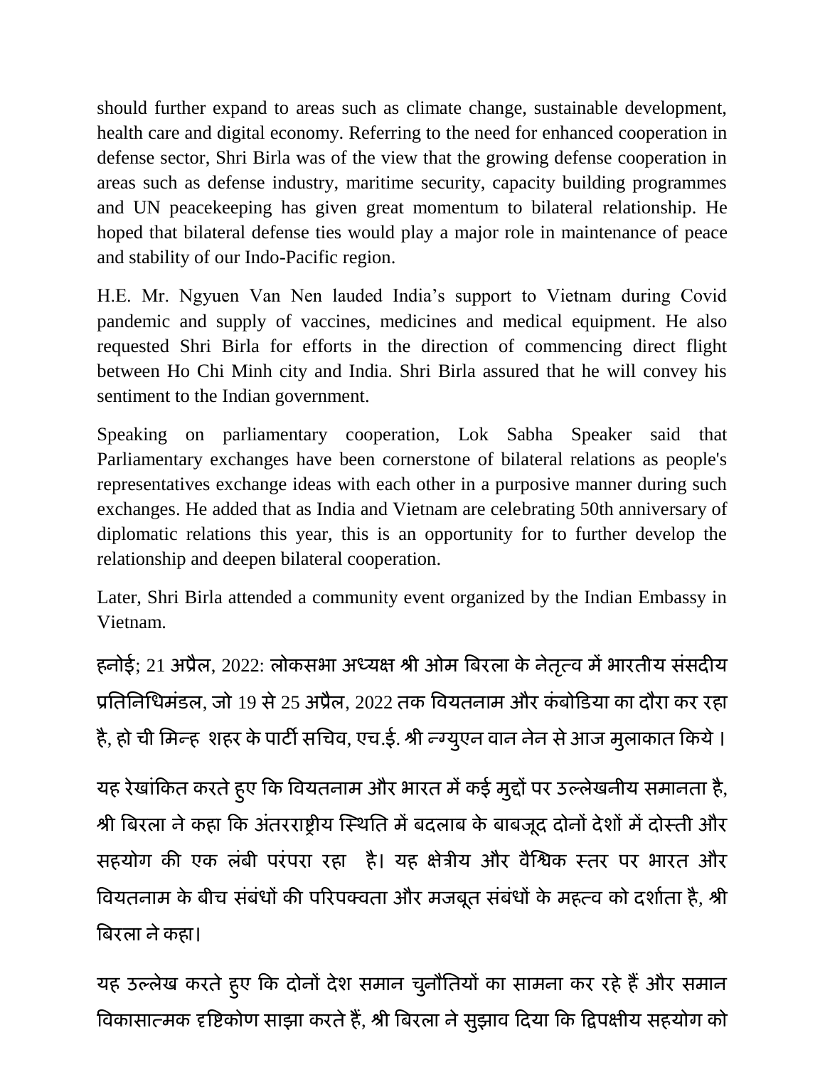should further expand to areas such as climate change, sustainable development, health care and digital economy. Referring to the need for enhanced cooperation in defense sector, Shri Birla was of the view that the growing defense cooperation in areas such as defense industry, maritime security, capacity building programmes and UN peacekeeping has given great momentum to bilateral relationship. He hoped that bilateral defense ties would play a major role in maintenance of peace and stability of our Indo-Pacific region.

H.E. Mr. Ngyuen Van Nen lauded India's support to Vietnam during Covid pandemic and supply of vaccines, medicines and medical equipment. He also requested Shri Birla for efforts in the direction of commencing direct flight between Ho Chi Minh city and India. Shri Birla assured that he will convey his sentiment to the Indian government.

Speaking on parliamentary cooperation, Lok Sabha Speaker said that Parliamentary exchanges have been cornerstone of bilateral relations as people's representatives exchange ideas with each other in a purposive manner during such exchanges. He added that as India and Vietnam are celebrating 50th anniversary of diplomatic relations this year, this is an opportunity for to further develop the relationship and deepen bilateral cooperation.

Later, Shri Birla attended a community event organized by the Indian Embassy in Vietnam.

हनोई; 21 अप्रैल, 2022: लोकसभा अध्यक्ष श्री ओम बिरला के नेतृत्व में भारतीय संसदीय प्रतिनिधिमंडल, जो 19 से 25 अप्रैल, 2022 तक वियतनाम और कंबोडिया का दौरा कर रहा है, हो ची मिन्ह शहर के पार्टी सचिव, एच.ई. श्री न्ग्युएन वान नेन से आज मुलाकात किये ।

यह रेखांकित करते हुए कि वियतनाम और भारत में कई मुद्दों पर उल्लेखनीय समानता है, श्री बिरला ने कहा कि अंतरराष्ट्रीय स्थिति में बदलाव के बावजूद दोनों देशों में दोस्ती और सहयोग की एक लंबी परंपरा रहा है। यह क्षेत्रीय और वैश्विक स्तर पर भारत और वियतनाम के बीच संबंधों की परिपक्वता और मजबूत संबंधों के महत्व को दर्शाता है, श्री बिरला ने कहा।

यह उल्लेख करते हुए कि दोनों देश समान चुनौतियों का सामना कर रहे हैं और समान विकासात्मक दृष्टिकोण साझा करते हैं, श्री बिरला ने सुझाव दिया कि द्विपक्षीय सहयोग को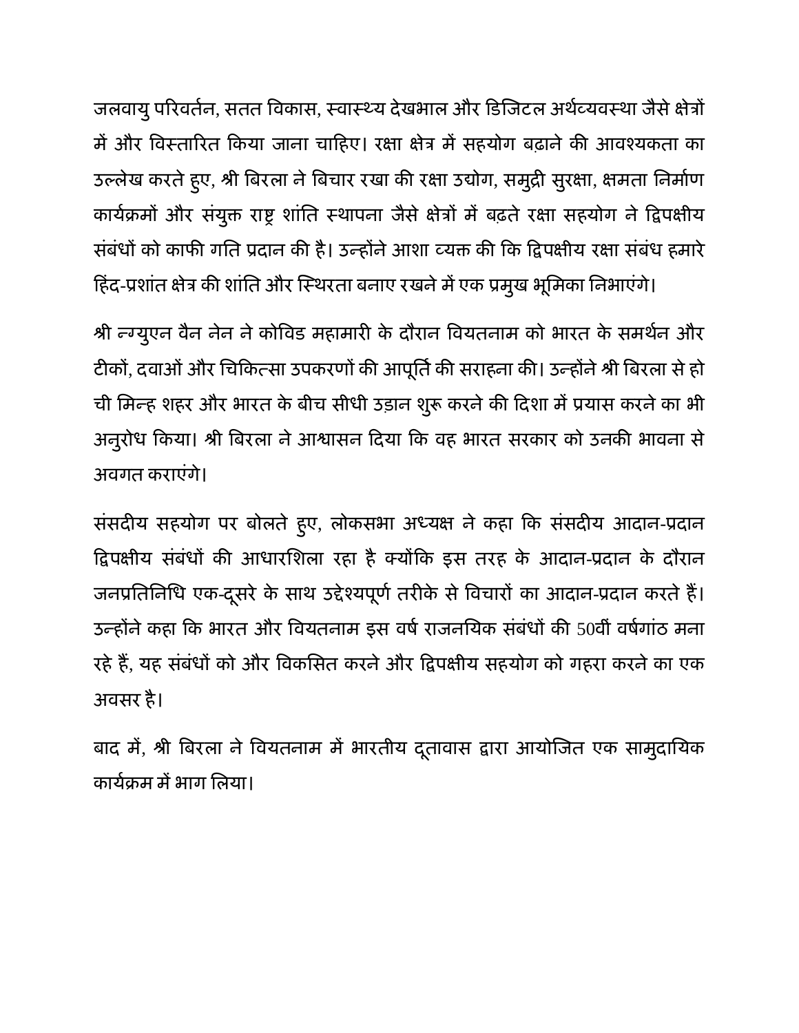जलवायु परिवर्तन, सतत विकास, स्वास्थ्य देखभाल और डिजिटल अर्थव्यवस्था जैसे क्षेत्रों में और विस्तारित किया जाना चाहिए। रक्षा क्षेत्र में सहयोग बढ़ाने की आवश्यकता का उल्लेख करते हुए, श्री बिरला ने बिचार रखा की रक्षा उद्योग, समुद्री सुरक्षा, क्षमता निर्माण कार्यक्रमों और संयुक्त राष्ट्र शांति स्थापना जैसे क्षेत्रों में बढ़ते रक्षा सहयोग ने द्विपक्षीय संबंधों को काफी गति प्रदान की है। उन्होंने आशा व्यक्त की कि द्विपक्षीय रक्षा संबंध हमारे हिंद-प्रशांत क्षेत्र की शांति और स्थिरता बनाए रखने में एक प्रमुख भूमिका निभाएंगे।

श्री न्ग्युएन वैन नेन ने कोविड महामारी के दौरान वियतनाम को भारत के समर्थन और टीकों, दवाओं और चिकित्सा उपकरणों की आपूर्ति की सराहना की। उन्होंने श्री बिरला से हो ची मिन्ह शहर और भारत के बीच सीधी उड़ान शुरू करने की दिशा में प्रयास करने का भी अनुरोध किया। श्री बिरला ने आश्वासन दिया कि वह भारत सरकार को उनकी भावना से अवगत कराएंगे।

संसदीय सहयोग पर बोलते हुए, लोकसभा अध्यक्ष ने कहा कि संसदीय आदान-प्रदान द्विपक्षीय संबंधों की आधारशिला रहा है क्योंकि इस तरह के आदान-प्रदान के दौरान जनप्रतिनिधि एक-दूसरे के साथ उद्देश्यपूर्ण तरीके से विचारों का आदान-प्रदान करते हैं। उन्होंने कहा कि भारत और वियतनाम इस वर्ष राजनयिक संबंधों की 50वीं वर्षगांठ मना रहे हैं, यह संबंधों को और विकसित करने और द्विपक्षीय सहयोग को गहरा करने का एक अवसर है।

बाद में, श्री बिरला ने वियतनाम में भारतीय दूतावास द्वारा आयोजित एक सामुदायिक कार्यक्रम में भाग लिया।